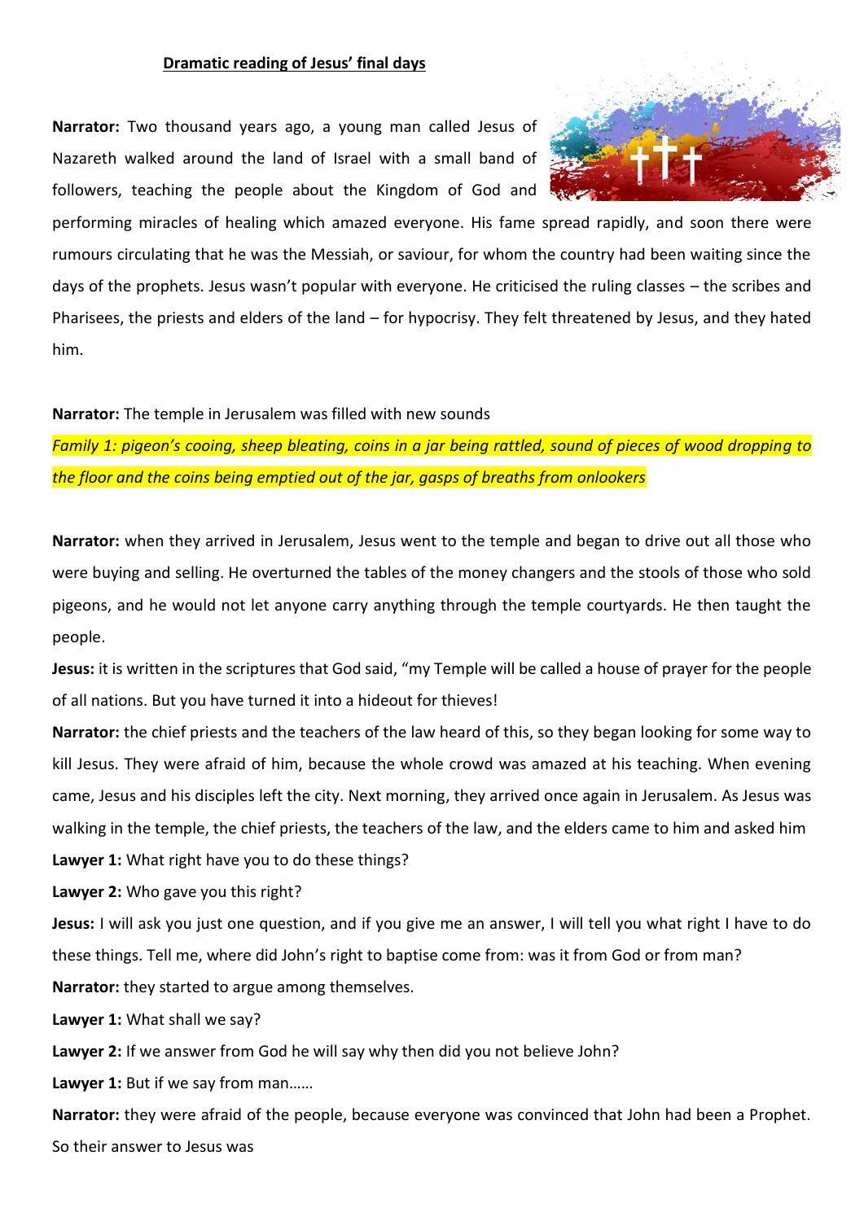**Dramatic reading of Jesus' final days**

**Narrator:** Two thousand years ago, a young man called Jesus of Nazareth walked around the land of Israel with a small band of followers, teaching the people about the Kingdom of God and performing miracles of healing which amazed everyone. His fame spread rapidly, and soon there were rumours circulating that he was the Messiah, or saviour, for whom the country had been waiting since the days of the prophets. Jesus wasn't popular with everyone. He criticised the ruling classes – the scribes and Pharisees, the priests and elders of the land – for hypocrisy. They felt threatened by Jesus, and they hated him.

**Narrator:** The temple in Jerusalem was filled with new sounds

*Family 1: pigeon's cooing, sheep bleating, coins in a jar being rattled, sound of pieces of wood dropping to the floor and the coins being emptied out of the jar, gasps of breaths from onlookers*

**Narrator:** when they arrived in Jerusalem, Jesus went to the temple and began to drive out all those who were buying and selling. He overturned the tables of the money changers and the stools of those who sold pigeons, and he would not let anyone carry anything through the temple courtyards. He then taught the people.

**Jesus:** it is written in the scriptures that God said, "my Temple will be called a house of prayer for the people of all nations. But you have turned it into a hideout for thieves!

**Narrator:** the chief priests and the teachers of the law heard of this, so they began looking for some way to kill Jesus. They were afraid of him, because the whole crowd was amazed at his teaching. When evening came, Jesus and his disciples left the city. Next morning, they arrived once again in Jerusalem. As Jesus was walking in the temple, the chief priests, the teachers of the law, and the elders came to him and asked him

**Lawyer 1:** What right have you to do these things?

**Lawyer 2:** Who gave you this right?

**Jesus:** I will ask you just one question, and if you give me an answer, I will tell you what right I have to do these things. Tell me, where did John's right to baptise come from: was it from God or from man?

**Narrator:** they started to argue among themselves.

**Lawyer 1:** What shall we say?

**Lawyer 2:** If we answer from God he will say why then did you not believe John?

**Lawyer 1:** But if we say from man……

**Narrator:** they were afraid of the people, because everyone was convinced that John had been a Prophet. So their answer to Jesus was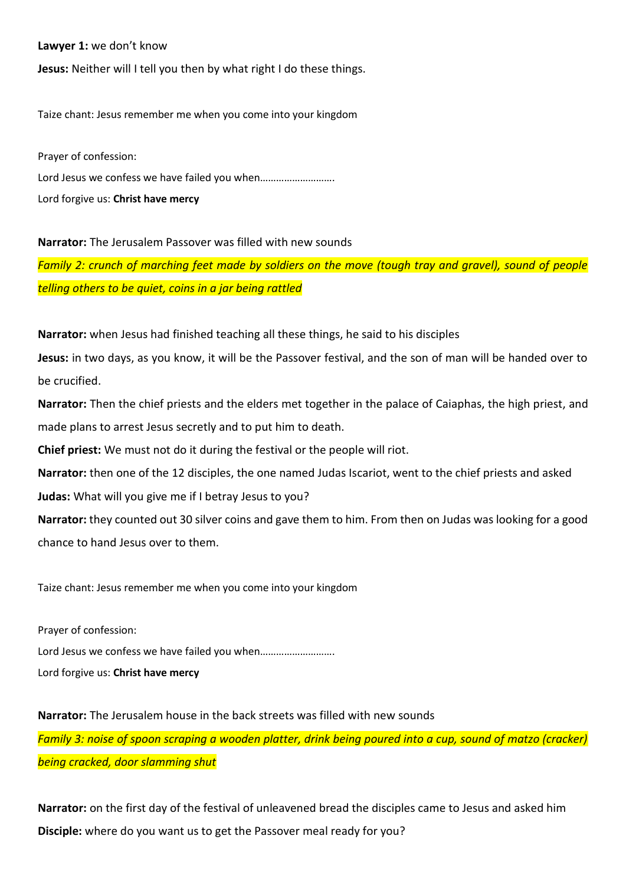**Lawyer 1:** we don't know

**Jesus:** Neither will I tell you then by what right I do these things.

Taize chant: Jesus remember me when you come into your kingdom

Prayer of confession:

Lord Jesus we confess we have failed you when……………………….

Lord forgive us: **Christ have mercy**

**Narrator:** The Jerusalem Passover was filled with new sounds

*Family 2: crunch of marching feet made by soldiers on the move (tough tray and gravel), sound of people telling others to be quiet, coins in a jar being rattled*

**Narrator:** when Jesus had finished teaching all these things, he said to his disciples

**Jesus:** in two days, as you know, it will be the Passover festival, and the son of man will be handed over to be crucified.

**Narrator:** Then the chief priests and the elders met together in the palace of Caiaphas, the high priest, and made plans to arrest Jesus secretly and to put him to death.

**Chief priest:** We must not do it during the festival or the people will riot.

**Narrator:** then one of the 12 disciples, the one named Judas Iscariot, went to the chief priests and asked

**Judas:** What will you give me if I betray Jesus to you?

**Narrator:** they counted out 30 silver coins and gave them to him. From then on Judas was looking for a good chance to hand Jesus over to them.

Taize chant: Jesus remember me when you come into your kingdom

Prayer of confession:

Lord Jesus we confess we have failed you when……………………….

Lord forgive us: **Christ have mercy**

**Narrator:** The Jerusalem house in the back streets was filled with new sounds

*Family 3: noise of spoon scraping a wooden platter, drink being poured into a cup, sound of matzo (cracker) being cracked, door slamming shut*

**Narrator:** on the first day of the festival of unleavened bread the disciples came to Jesus and asked him

**Disciple:** where do you want us to get the Passover meal ready for you?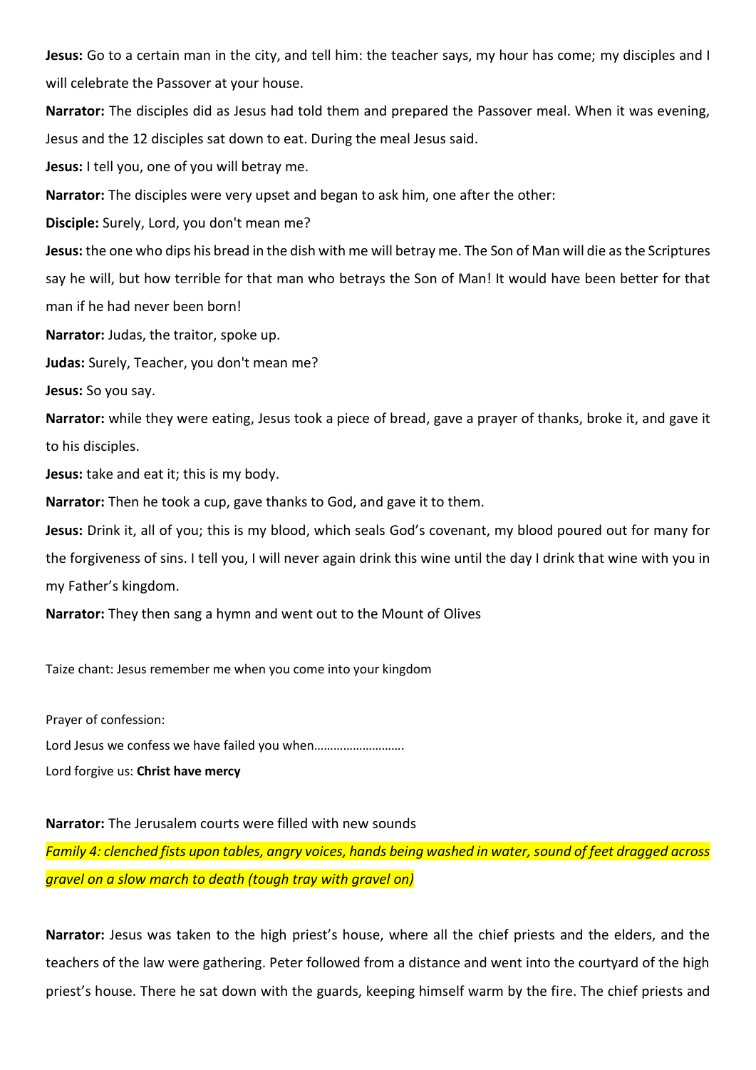**Jesus:** Go to a certain man in the city, and tell him: the teacher says, my hour has come; my disciples and I will celebrate the Passover at your house.

**Narrator:** The disciples did as Jesus had told them and prepared the Passover meal. When it was evening, Jesus and the 12 disciples sat down to eat. During the meal Jesus said.

**Jesus:** I tell you, one of you will betray me.

**Narrator:** The disciples were very upset and began to ask him, one after the other:

**Disciple:** Surely, Lord, you don't mean me?

**Jesus:** the one who dips his bread in the dish with me will betray me. The Son of Man will die as the Scriptures say he will, but how terrible for that man who betrays the Son of Man! It would have been better for that man if he had never been born!

**Narrator:** Judas, the traitor, spoke up.

**Judas:** Surely, Teacher, you don't mean me?

**Jesus:** So you say.

**Narrator:** while they were eating, Jesus took a piece of bread, gave a prayer of thanks, broke it, and gave it to his disciples.

**Jesus:** take and eat it; this is my body.

**Narrator:** Then he took a cup, gave thanks to God, and gave it to them.

**Jesus:** Drink it, all of you; this is my blood, which seals God's covenant, my blood poured out for many for the forgiveness of sins. I tell you, I will never again drink this wine until the day I drink that wine with you in my Father's kingdom.

**Narrator:** They then sang a hymn and went out to the Mount of Olives

Taize chant: Jesus remember me when you come into your kingdom

Prayer of confession:

Lord Jesus we confess we have failed you when……………………….

Lord forgive us: **Christ have mercy**

**Narrator:** The Jerusalem courts were filled with new sounds

*Family 4: clenched fists upon tables, angry voices, hands being washed in water, sound of feet dragged across gravel on a slow march to death (tough tray with gravel on)*

**Narrator:** Jesus was taken to the high priest's house, where all the chief priests and the elders, and the teachers of the law were gathering. Peter followed from a distance and went into the courtyard of the high priest's house. There he sat down with the guards, keeping himself warm by the fire. The chief priests and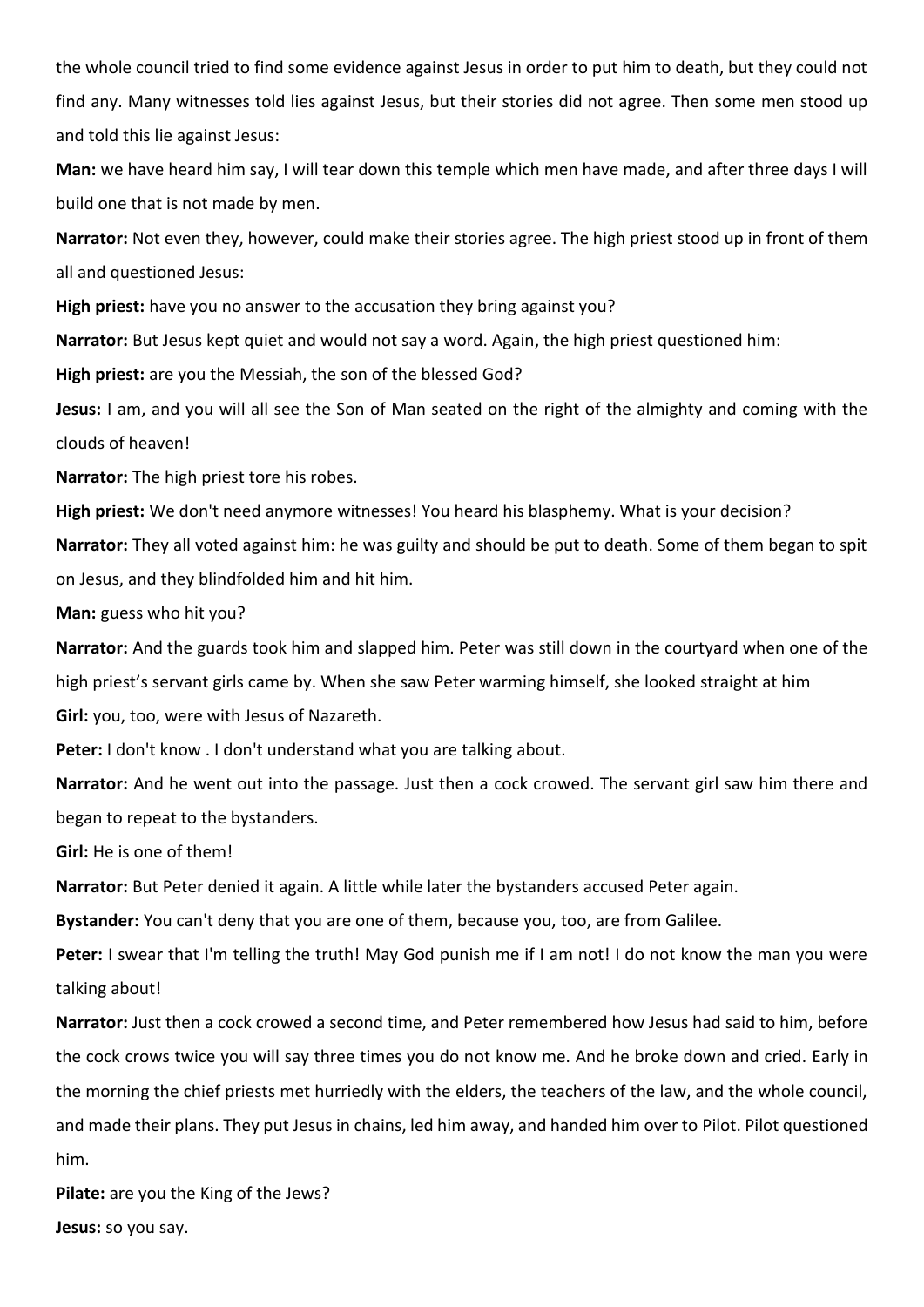the whole council tried to find some evidence against Jesus in order to put him to death, but they could not find any. Many witnesses told lies against Jesus, but their stories did not agree. Then some men stood up and told this lie against Jesus:

**Man:** we have heard him say, I will tear down this temple which men have made, and after three days I will build one that is not made by men.

**Narrator:** Not even they, however, could make their stories agree. The high priest stood up in front of them all and questioned Jesus:

**High priest:** have you no answer to the accusation they bring against you?

**Narrator:** But Jesus kept quiet and would not say a word. Again, the high priest questioned him:

**High priest:** are you the Messiah, the son of the blessed God?

**Jesus:** I am, and you will all see the Son of Man seated on the right of the almighty and coming with the clouds of heaven!

**Narrator:** The high priest tore his robes.

**High priest:** We don't need anymore witnesses! You heard his blasphemy. What is your decision?

**Narrator:** They all voted against him: he was guilty and should be put to death. Some of them began to spit on Jesus, and they blindfolded him and hit him.

**Man:** guess who hit you?

**Narrator:** And the guards took him and slapped him. Peter was still down in the courtyard when one of the high priest's servant girls came by. When she saw Peter warming himself, she looked straight at him

**Girl:** you, too, were with Jesus of Nazareth.

**Peter:** I don't know . I don't understand what you are talking about.

**Narrator:** And he went out into the passage. Just then a cock crowed. The servant girl saw him there and began to repeat to the bystanders.

**Girl:** He is one of them!

**Narrator:** But Peter denied it again. A little while later the bystanders accused Peter again.

**Bystander:** You can't deny that you are one of them, because you, too, are from Galilee.

**Peter:** I swear that I'm telling the truth! May God punish me if I am not! I do not know the man you were talking about!

**Narrator:** Just then a cock crowed a second time, and Peter remembered how Jesus had said to him, before the cock crows twice you will say three times you do not know me. And he broke down and cried. Early in the morning the chief priests met hurriedly with the elders, the teachers of the law, and the whole council, and made their plans. They put Jesus in chains, led him away, and handed him over to Pilot. Pilot questioned him.

**Pilate:** are you the King of the Jews?

**Jesus:** so you say.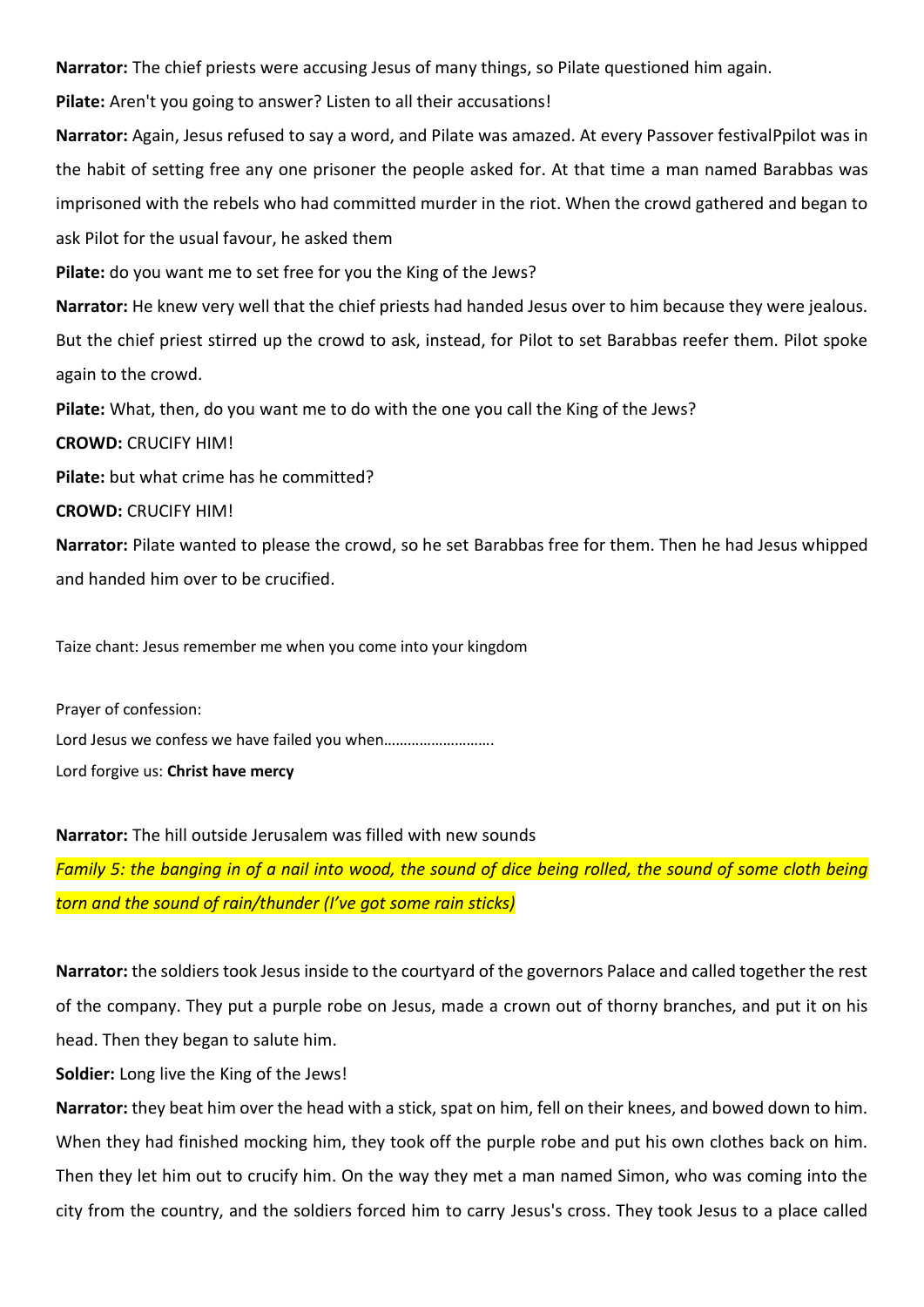**Narrator:** The chief priests were accusing Jesus of many things, so Pilate questioned him again.

**Pilate:** Aren't you going to answer? Listen to all their accusations!

**Narrator:** Again, Jesus refused to say a word, and Pilate was amazed. At every Passover festivalPpilot was in the habit of setting free any one prisoner the people asked for. At that time a man named Barabbas was imprisoned with the rebels who had committed murder in the riot. When the crowd gathered and began to ask Pilot for the usual favour, he asked them

**Pilate:** do you want me to set free for you the King of the Jews?

**Narrator:** He knew very well that the chief priests had handed Jesus over to him because they were jealous. But the chief priest stirred up the crowd to ask, instead, for Pilot to set Barabbas reefer them. Pilot spoke again to the crowd.

**Pilate:** What, then, do you want me to do with the one you call the King of the Jews?

**CROWD:** CRUCIFY HIM!

**Pilate:** but what crime has he committed?

**CROWD:** CRUCIFY HIM!

**Narrator:** Pilate wanted to please the crowd, so he set Barabbas free for them. Then he had Jesus whipped and handed him over to be crucified.

Taize chant: Jesus remember me when you come into your kingdom

Prayer of confession:

Lord Jesus we confess we have failed you when……………………….

Lord forgive us: **Christ have mercy**

**Narrator:** The hill outside Jerusalem was filled with new sounds

*Family 5: the banging in of a nail into wood, the sound of dice being rolled, the sound of some cloth being torn and the sound of rain/thunder (I've got some rain sticks)*

**Narrator:** the soldiers took Jesus inside to the courtyard of the governors Palace and called together the rest of the company. They put a purple robe on Jesus, made a crown out of thorny branches, and put it on his head. Then they began to salute him.

**Soldier:** Long live the King of the Jews!

**Narrator:** they beat him over the head with a stick, spat on him, fell on their knees, and bowed down to him. When they had finished mocking him, they took off the purple robe and put his own clothes back on him. Then they let him out to crucify him. On the way they met a man named Simon, who was coming into the city from the country, and the soldiers forced him to carry Jesus's cross. They took Jesus to a place called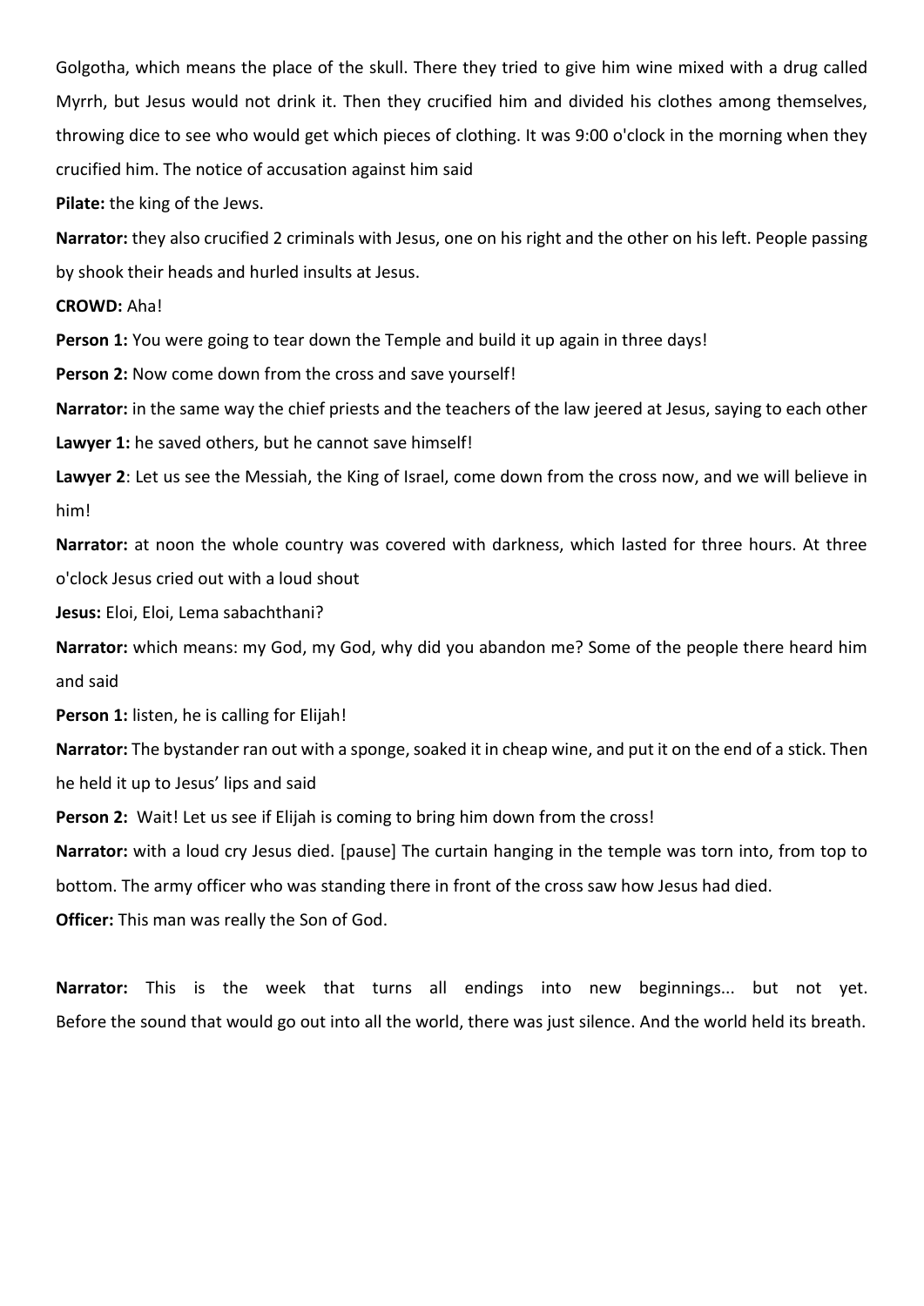Golgotha, which means the place of the skull. There they tried to give him wine mixed with a drug called Myrrh, but Jesus would not drink it. Then they crucified him and divided his clothes among themselves, throwing dice to see who would get which pieces of clothing. It was 9:00 o'clock in the morning when they crucified him. The notice of accusation against him said

**Pilate:** the king of the Jews.

**Narrator:** they also crucified 2 criminals with Jesus, one on his right and the other on his left. People passing by shook their heads and hurled insults at Jesus.

**CROWD:** Aha!

**Person 1:** You were going to tear down the Temple and build it up again in three days!

**Person 2:** Now come down from the cross and save yourself!

**Narrator:** in the same way the chief priests and the teachers of the law jeered at Jesus, saying to each other

**Lawyer 1:** he saved others, but he cannot save himself!

**Lawyer 2**: Let us see the Messiah, the King of Israel, come down from the cross now, and we will believe in him!

**Narrator:** at noon the whole country was covered with darkness, which lasted for three hours. At three o'clock Jesus cried out with a loud shout

**Jesus:** Eloi, Eloi, Lema sabachthani?

**Narrator:** which means: my God, my God, why did you abandon me? Some of the people there heard him and said

**Person 1:** listen, he is calling for Elijah!

**Narrator:** The bystander ran out with a sponge, soaked it in cheap wine, and put it on the end of a stick. Then he held it up to Jesus' lips and said

**Person 2:** Wait! Let us see if Elijah is coming to bring him down from the cross!

**Narrator:** with a loud cry Jesus died. [pause] The curtain hanging in the temple was torn into, from top to bottom. The army officer who was standing there in front of the cross saw how Jesus had died.

**Officer:** This man was really the Son of God.

**Narrator:** This is the week that turns all endings into new beginnings... but not yet. Before the sound that would go out into all the world, there was just silence. And the world held its breath.